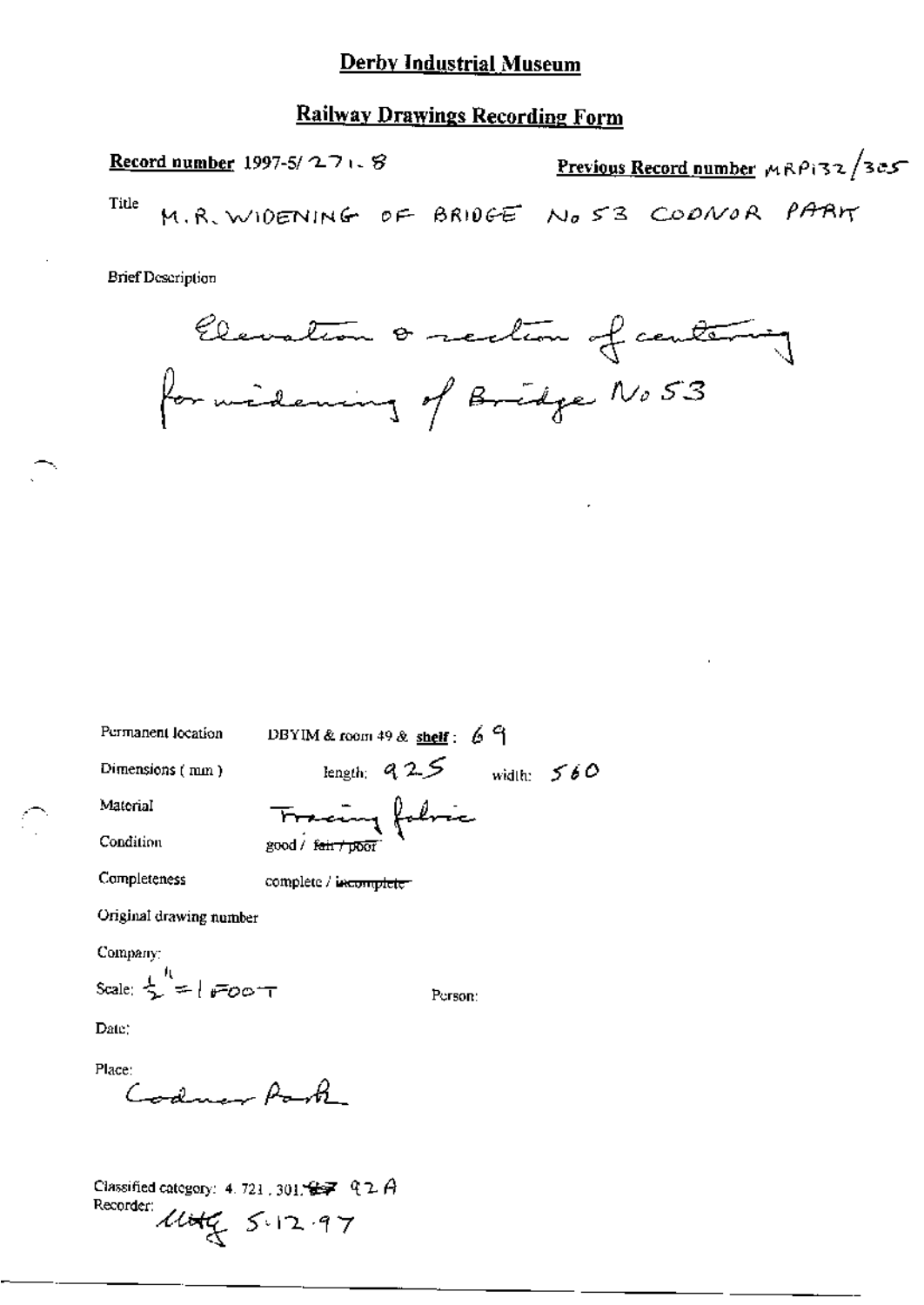# Derby Industrial Museum

## Railway Drawings Recording Form

**Record number** 1997-5/271.8

**Previous Record number** MRP132/305

Title M.R. WIDENING OF BRIDGE No 53 CODNOR PARK

Brief Description

Elevation & section of centering for widening of Bridge No 53

Permanent location DBYIM & room 49 & **shelf**: 69

Dimensions (mm) length: 925 width: 560

Material Tracing fabric

Condition good / ~~fair / poor~~

Completeness complete / ~~incomplete~~

Original drawing number

Company:

Scale: ½" = 1 FOOT

Person:

Date:

Place: Codnor Park

Classified category: 4.721.301.~~87~~ 92A

Recorder: MAG 5.12.97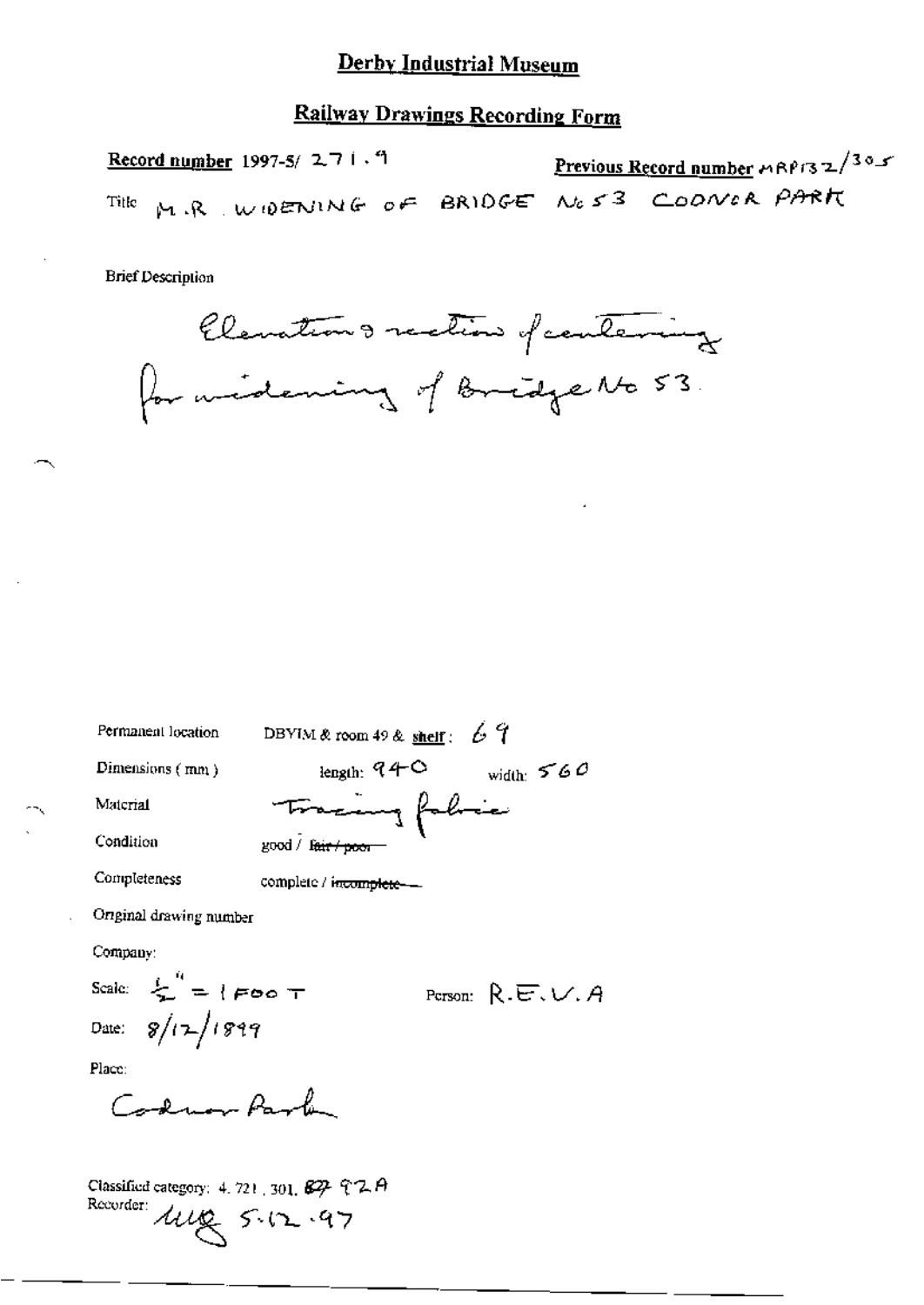# Derby Industrial Museum

## Railway Drawings Recording Form

**Record number** 1997-5/ 271.9

**Previous Record number** MRP132/305

Title M.R. WIDENING OF BRIDGE No 53 CODNOR PARK

Brief Description

Elevation & section of centering for widening of Bridge No 53.

Permanent location: DBYIM & room 49 & **shelf**: 69

Dimensions (mm): length: 940 width: 560

Material: Tracing fabric

Condition: good / ~~fair / poor~~

Completeness: complete / ~~incomplete~~

Original drawing number

Company:

Scale: 1/2" = 1 FOOT

Person: R.E.V.A

Date: 8/12/1899

Place:

Codnor Park

Classified category: 4.721, 301, ~~82~~ 92A

Recorder: MG 5.12.97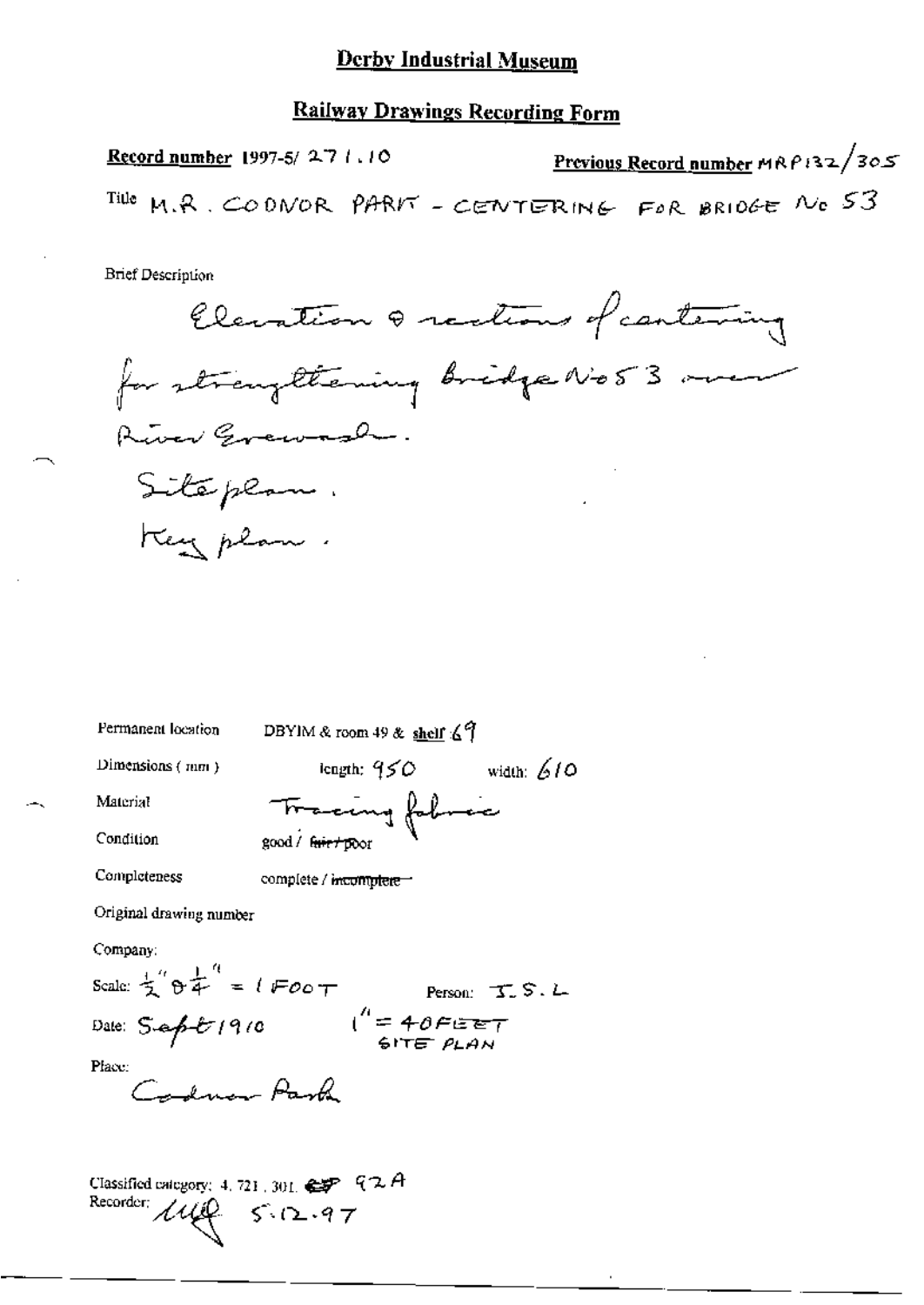# Derby Industrial Museum

## Railway Drawings Recording Form

**Record number** 1997-5/ 271.10

**Previous Record number** MRP132/305

Title M.R. CODNOR PARK - CENTERING FOR BRIDGE No 53

Brief Description

Elevation & sections of centering for strengthening bridge No 53 over River Erewash.

Site plan.

Key plan.

Permanent location DBYIM & room 49 & shelf 69

Dimensions (mm) length: 950 width: 610

Material Tracing fabric

Condition good / ~~fair / poor~~

Completeness complete / ~~incomplete~~

Original drawing number

Company:

Scale: $\frac{1}{2}$" & $\frac{1}{4}$" = 1 FOOT 1" = 40 FEET SITE PLAN

Person: J.S.L

Date: Sept 1910

Place: Codnor Park

Classified category: 4. 721. 301. 92A

Recorder: [signature] 5.12.97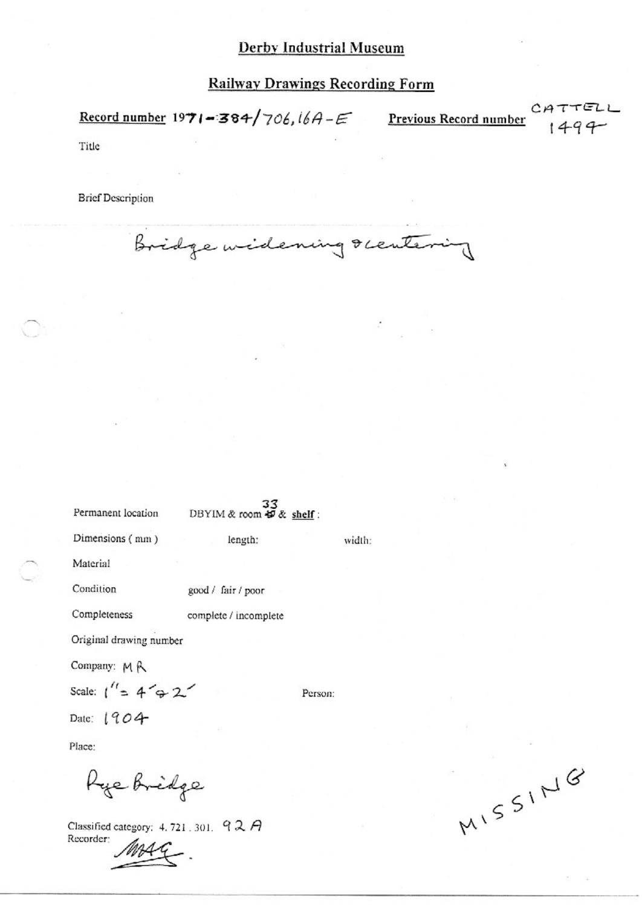# Derby Industrial Museum

## Railway Drawings Recording Form

**Record number** 1971-384/706,16A-E

**Previous Record number** CATTELL 1494

Title

Brief Description

Bridge widening & centering

Permanent location DBYIM & room 33 & **shelf** :

Dimensions (mm) length: width:

Material

Condition good / fair / poor

Completeness complete / incomplete

Original drawing number

Company: MR

Scale: 1" = 4' & 2'

Person:

Date: 1904

Place:

Rye Bridge

Classified category: 4.721.301. 92A

Recorder: MAG

MISSING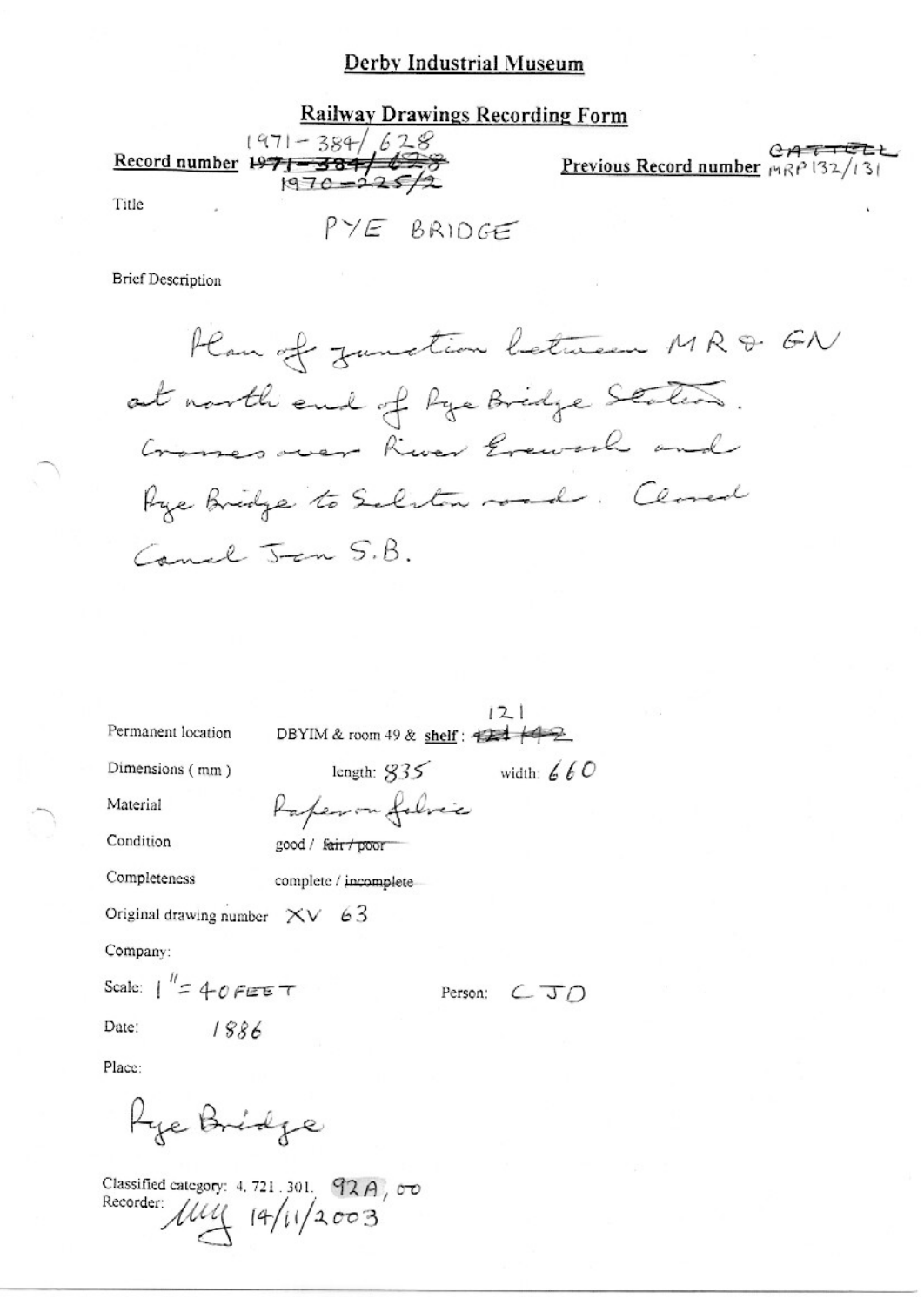# Derby Industrial Museum

## Railway Drawings Recording Form

**Record number** 1971-384/628 ~~1971-384/628~~ ~~1970-225/2~~

**Previous Record number** ~~CATTELL~~ MRP132/131

Title

PYE BRIDGE

Brief Description

Plan of junction between MR & GN at north end of Pye Bridge Station. Crosses over River Erewash and Pye Bridge to Selston road. Closed Canal Jcn S.B.

Permanent location DBYIM & room 49 & shelf: 121 ~~121 142~~

Dimensions (mm) length: 835 width: 660

Material Paper on fabric

Condition good / ~~fair / poor~~

Completeness complete / ~~incomplete~~

Original drawing number XV 63

Company:

Scale: 1" = 40 FEET

Person: CJD

Date: 1886

Place:

Pye Bridge

Classified category: 4. 721. 301. 92A, 00

Recorder: [signature] 14/11/2003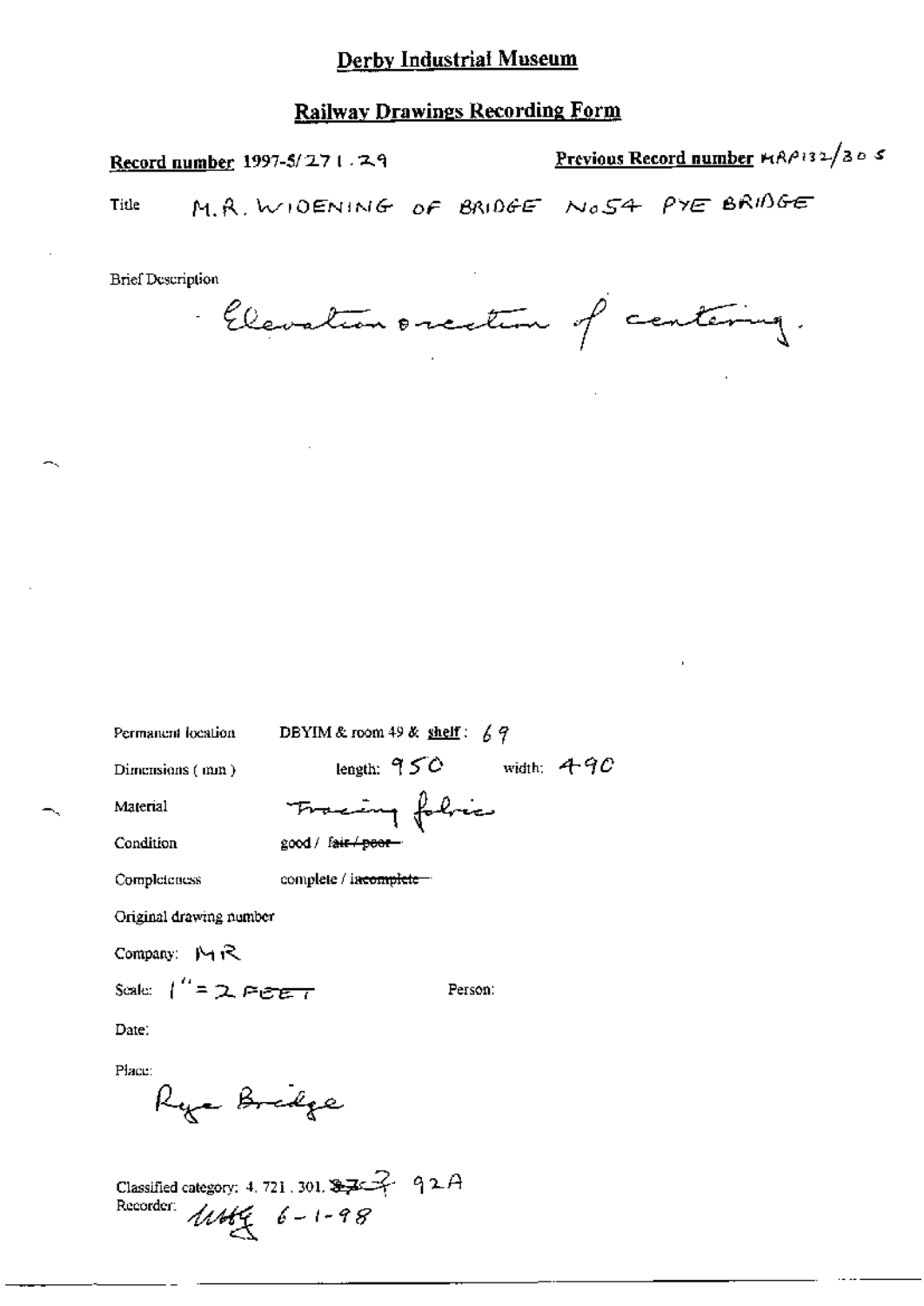# Derby Industrial Museum

## Railway Drawings Recording Form

**Record number** 1997-5/271.29

**Previous Record number** MRP132/305

Title M.R. WIDENING OF BRIDGE No54 PYE BRIDGE

Brief Description

Elevation & section of centering.

Permanent location DBYIM & room 49 & **shelf**: 69

Dimensions (mm) length: 950 width: 490

Material Tracing fabric

Condition good / ~~fair / poor~~

Completeness complete / ~~incomplete~~

Original drawing number

Company: MR

Scale: 1" = 2 FEET

Person:

Date:

Place:

Pye Bridge

Classified category: 4.721.301. ~~372~~ 92A

Recorder: MHG 6-1-98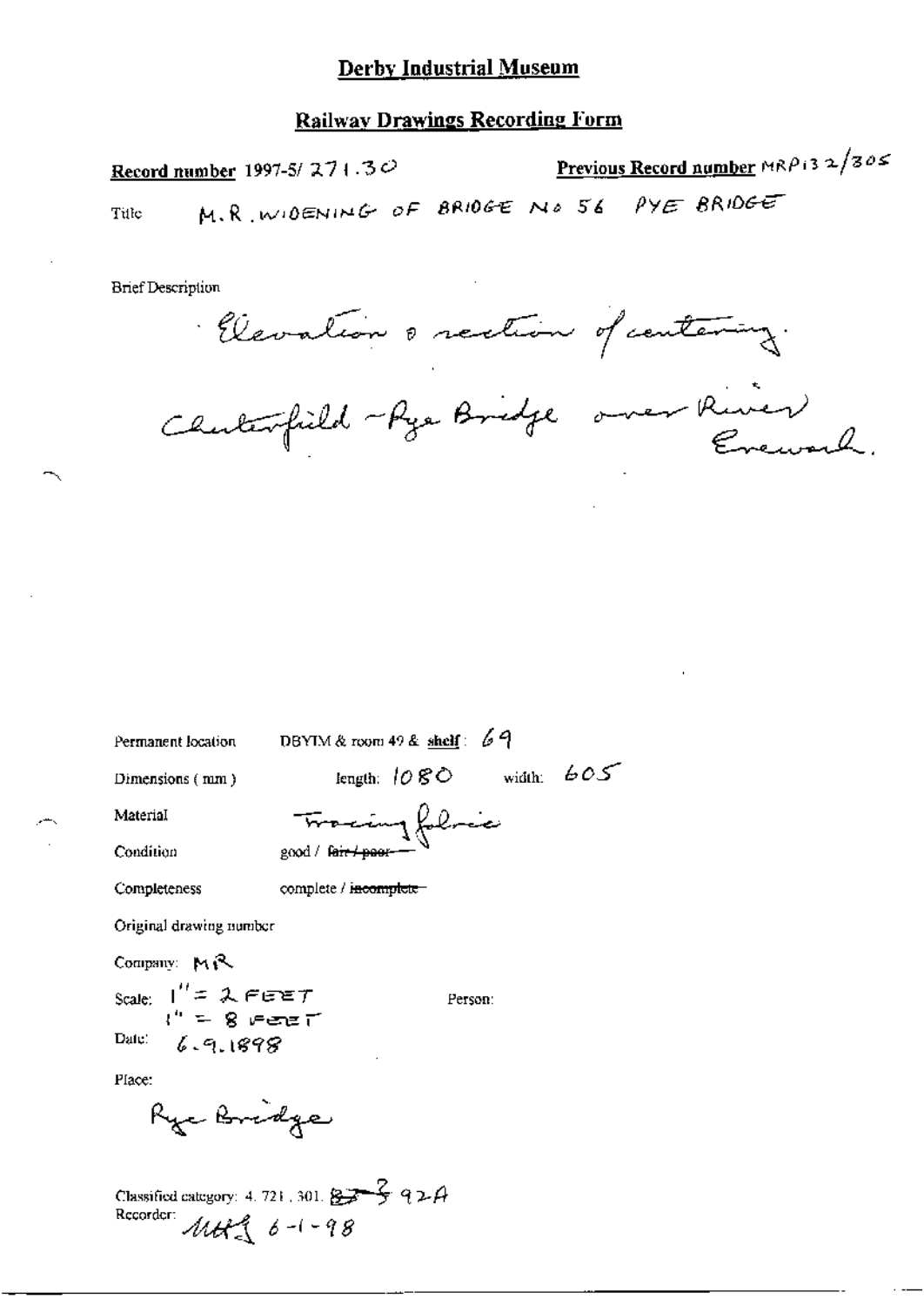# Derby Industrial Museum

## Railway Drawings Recording Form

**Record number** 1997-5/ 271.30

**Previous Record number** MRP132/305

Title M.R. WIDENING OF BRIDGE No 56 PYE BRIDGE

Brief Description

Elevation & section of centering.

Chesterfield - Pye Bridge over River Erewash.

Permanent location DBYIM & room 49 & **shelf**: 69

Dimensions (mm) length: 1080 width: 605

Material Tracing fabric

Condition good / ~~fair / poor~~

Completeness complete / ~~incomplete~~

Original drawing number

Company: MR

Scale: 1" = 2 FEET
1" = 8 FEET

Person:

Date: 6.9.1898

Place:

Pye Bridge

Classified category: 4. 721. 301. ~~87~~ 92A

Recorder: MH 6-1-98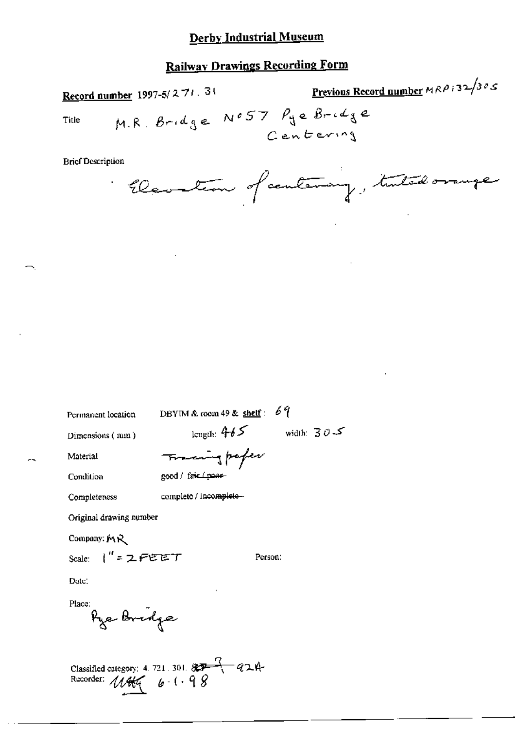# Derby Industrial Museum

## Railway Drawings Recording Form

**Record number** 1997-5/271.31

**Previous Record number** MRP132/305

Title M.R. Bridge No57 Pye Bridge Centering

Brief Description

Elevation of centering, tinted orange

Permanent location DBYIM & room 49 & **shelf**: 69

Dimensions (mm) length: 465 width: 305

Material Tracing paper

Condition good / ~~fair / poor~~

Completeness complete / ~~incomplete~~

Original drawing number

Company: MR

Scale: 1" = 2 FEET Person:

Date:

Place: Pye Bridge

Classified category: 4.721.301. ~~82~~ ? 92A

Recorder: MHG 6-1-98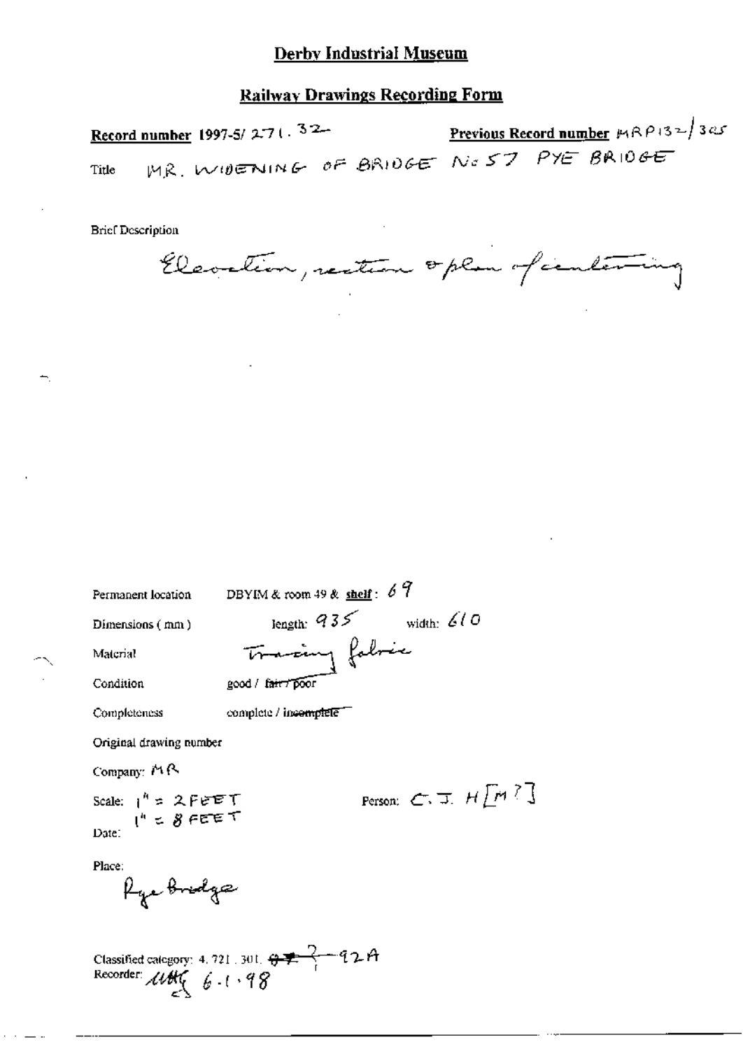# Derby Industrial Museum

## Railway Drawings Recording Form

**Record number** 1997-5/ 271. 32

**Previous Record number** MRP132/305

Title MR. WIDENING OF BRIDGE No 57 PYE BRIDGE

Brief Description

Elevation, section & plan of centering

Permanent location DBYIM & room 49 & **shelf**: 69

Dimensions (mm) length: 935 width: 610

Material Tracing fabric

Condition good / ~~fair / poor~~

Completeness complete / ~~incomplete~~

Original drawing number

Company: MR

Scale: 1" = 2 FEET
1" = 8 FEET

Person: C. J. H [M?]

Date:

Place:

Pye Bridge

Classified category: 4. 721. 301. ~~0.7~~ ? 92A

Recorder: MMG 6.1.98